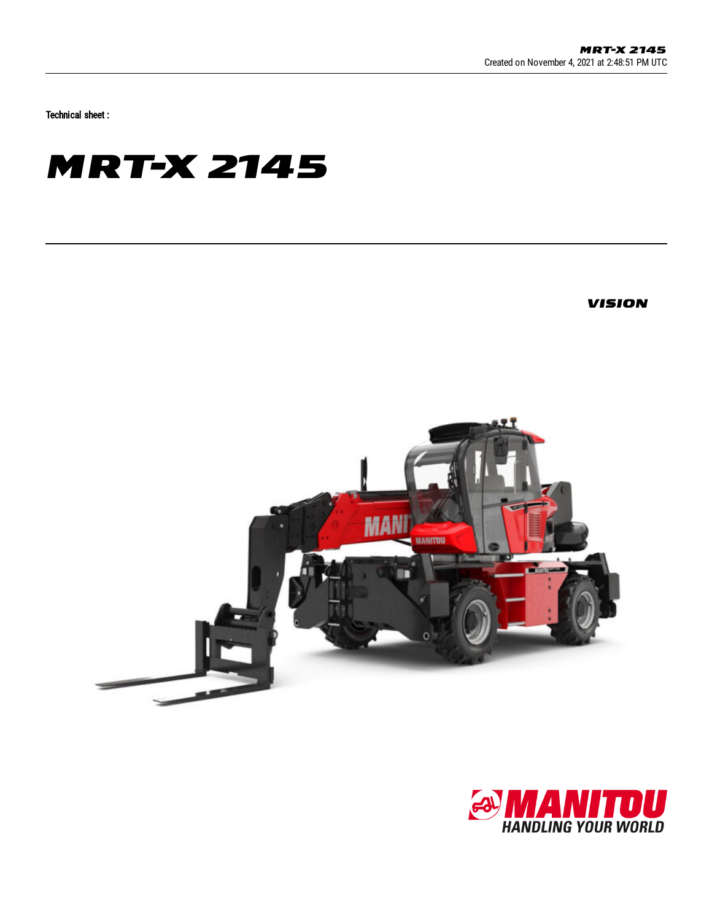Created on November 4, 2021 at 2:48:51 PM UTC

Technical sheet :

# MRT-X 2145

VISION

MANITOU
HANDLING YOUR WORLD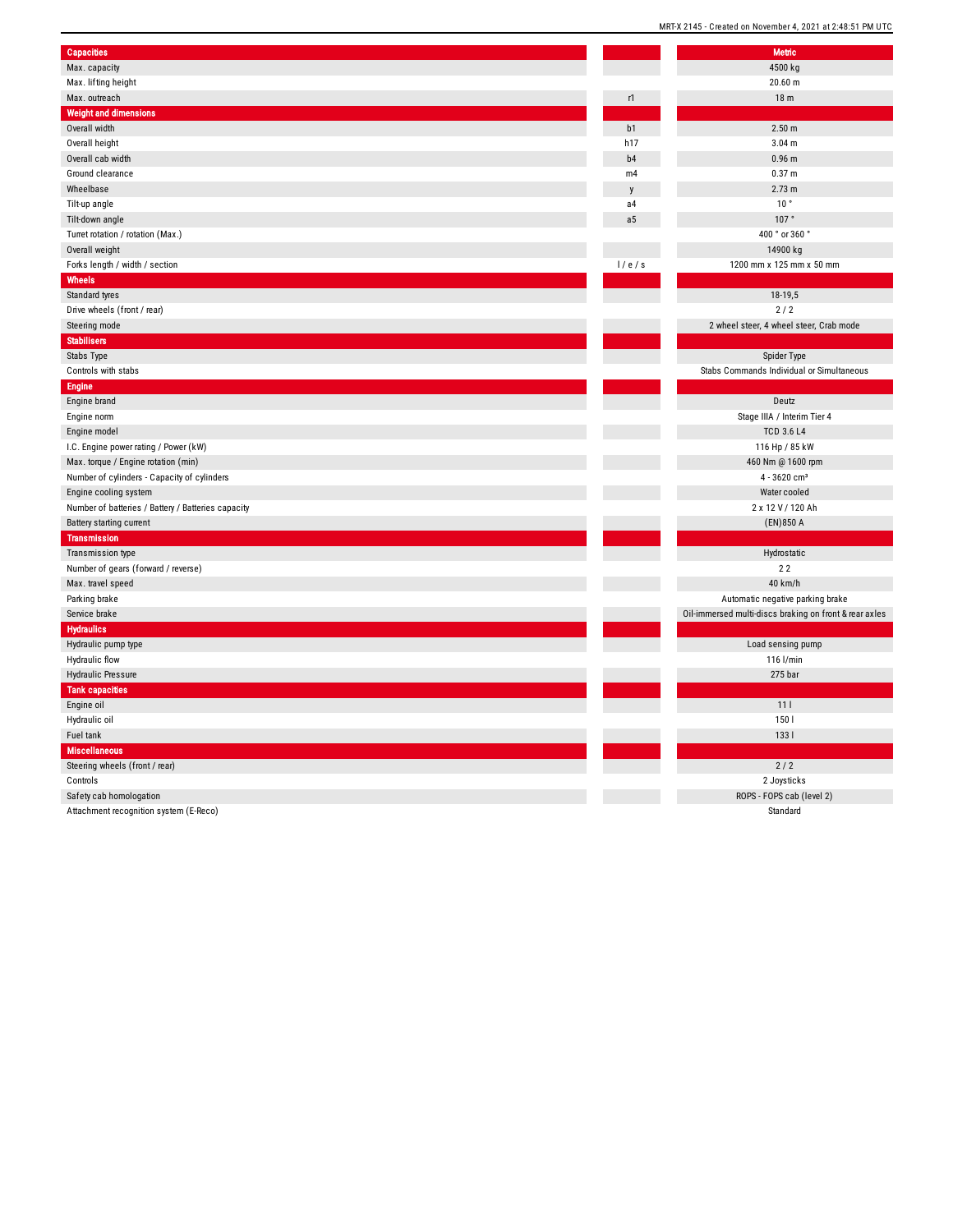| Capacities | | Metric |
|---|---|---|
| Max. capacity | | 4500 kg |
| Max. lifting height | | 20.60 m |
| Max. outreach | r1 | 18 m |
| **Weight and dimensions** | | |
| Overall width | b1 | 2.50 m |
| Overall height | h17 | 3.04 m |
| Overall cab width | b4 | 0.96 m |
| Ground clearance | m4 | 0.37 m |
| Wheelbase | y | 2.73 m |
| Tilt-up angle | a4 | 10 ° |
| Tilt-down angle | a5 | 107 ° |
| Turret rotation / rotation (Max.) | | 400 ° or 360 ° |
| Overall weight | | 14900 kg |
| Forks length / width / section | l / e / s | 1200 mm x 125 mm x 50 mm |
| **Wheels** | | |
| Standard tyres | | 18-19,5 |
| Drive wheels (front / rear) | | 2 / 2 |
| Steering mode | | 2 wheel steer, 4 wheel steer, Crab mode |
| **Stabilisers** | | |
| Stabs Type | | Spider Type |
| Controls with stabs | | Stabs Commands Individual or Simultaneous |
| **Engine** | | |
| Engine brand | | Deutz |
| Engine norm | | Stage IIIA / Interim Tier 4 |
| Engine model | | TCD 3.6 L4 |
| I.C. Engine power rating / Power (kW) | | 116 Hp / 85 kW |
| Max. torque / Engine rotation (min) | | 460 Nm @ 1600 rpm |
| Number of cylinders - Capacity of cylinders | | 4 - 3620 cm³ |
| Engine cooling system | | Water cooled |
| Number of batteries / Battery / Batteries capacity | | 2 x 12 V / 120 Ah |
| Battery starting current | | (EN)850 A |
| **Transmission** | | |
| Transmission type | | Hydrostatic |
| Number of gears (forward / reverse) | | 2 2 |
| Max. travel speed | | 40 km/h |
| Parking brake | | Automatic negative parking brake |
| Service brake | | Oil-immersed multi-discs braking on front & rear axles |
| **Hydraulics** | | |
| Hydraulic pump type | | Load sensing pump |
| Hydraulic flow | | 116 l/min |
| Hydraulic Pressure | | 275 bar |
| **Tank capacities** | | |
| Engine oil | | 11 l |
| Hydraulic oil | | 150 l |
| Fuel tank | | 133 l |
| **Miscellaneous** | | |
| Steering wheels (front / rear) | | 2 / 2 |
| Controls | | 2 Joysticks |
| Safety cab homologation | | ROPS - FOPS cab (level 2) |
| Attachment recognition system (E-Reco) | | Standard |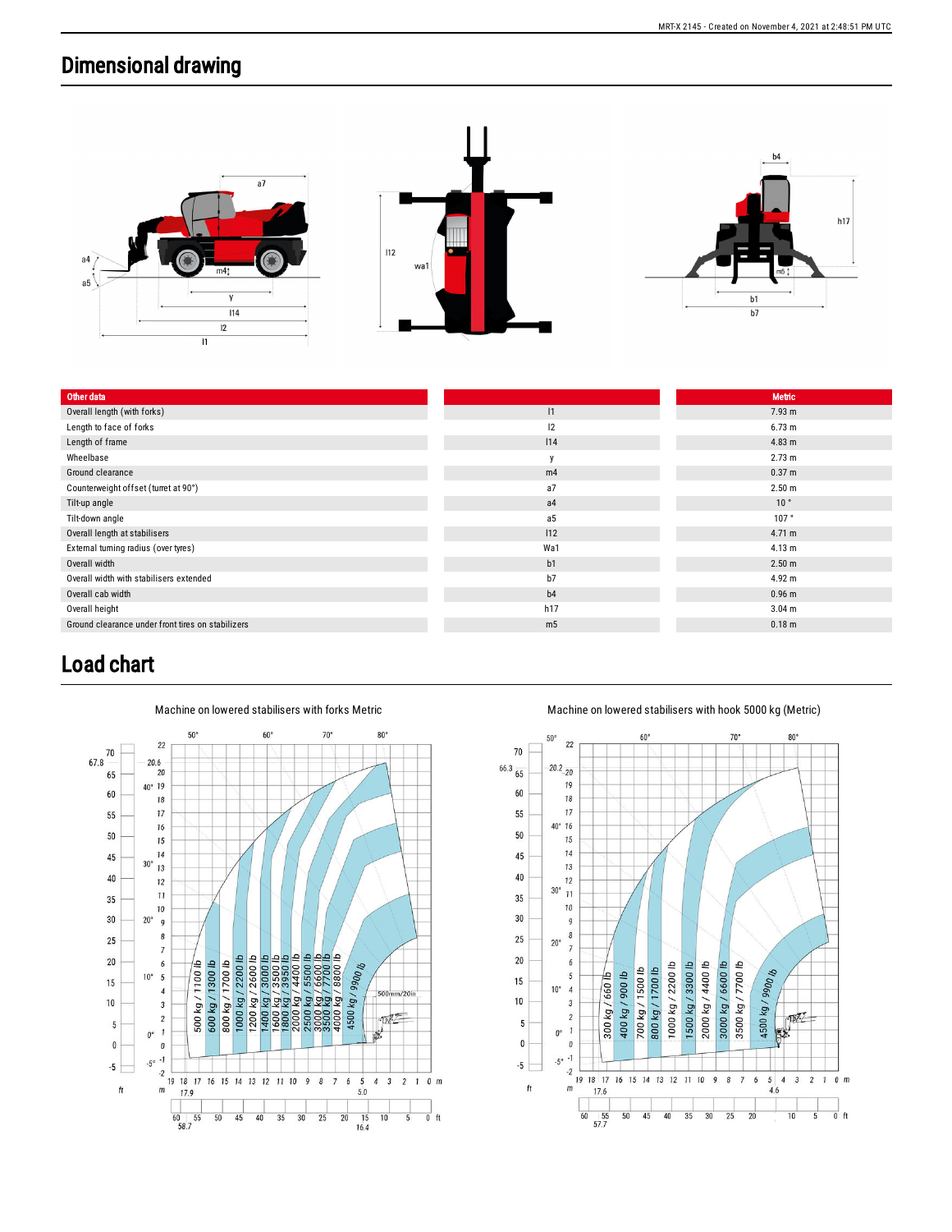# Dimensional drawing

| Other data | | Metric |
|---|---|---|
| Overall length (with forks) | l1 | 7.93 m |
| Length to face of forks | l2 | 6.73 m |
| Length of frame | l14 | 4.83 m |
| Wheelbase | y | 2.73 m |
| Ground clearance | m4 | 0.37 m |
| Counterweight offset (turret at 90°) | a7 | 2.50 m |
| Tilt-up angle | a4 | 10 ° |
| Tilt-down angle | a5 | 107 ° |
| Overall length at stabilisers | l12 | 4.71 m |
| External turning radius (over tyres) | Wa1 | 4.13 m |
| Overall width | b1 | 2.50 m |
| Overall width with stabilisers extended | b7 | 4.92 m |
| Overall cab width | b4 | 0.96 m |
| Overall height | h17 | 3.04 m |
| Ground clearance under front tires on stabilizers | m5 | 0.18 m |

# Load chart

Machine on lowered stabilisers with forks Metric

Machine on lowered stabilisers with hook 5000 kg (Metric)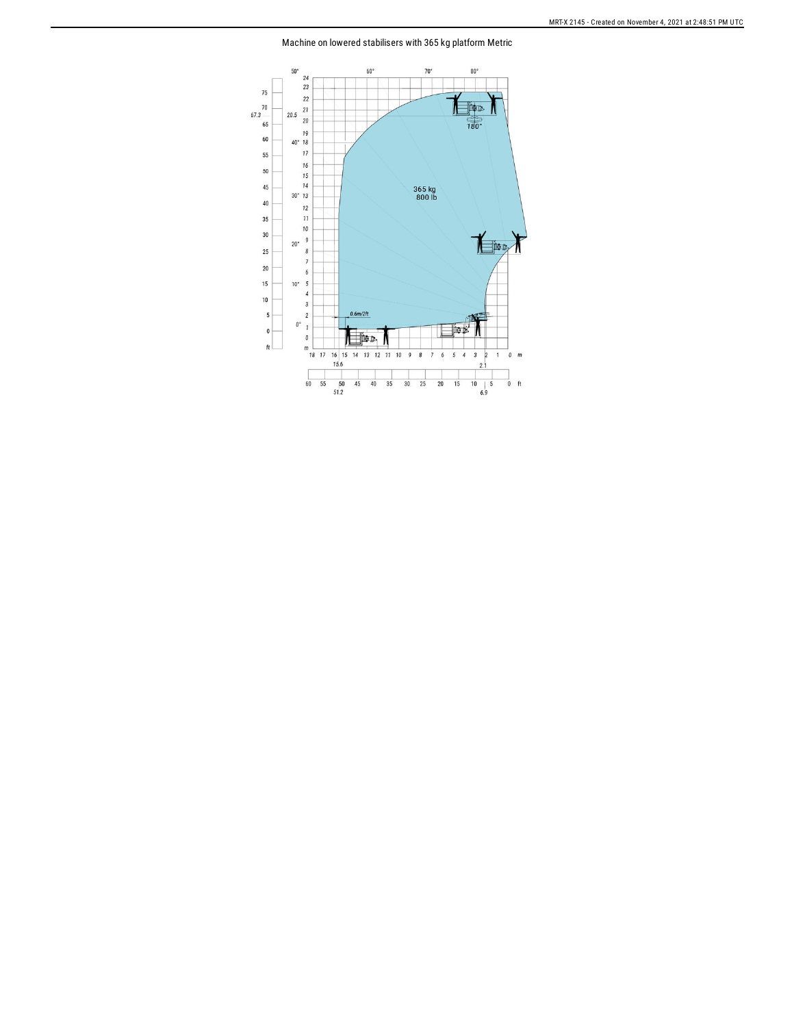Machine on lowered stabilisers with 365 kg platform Metric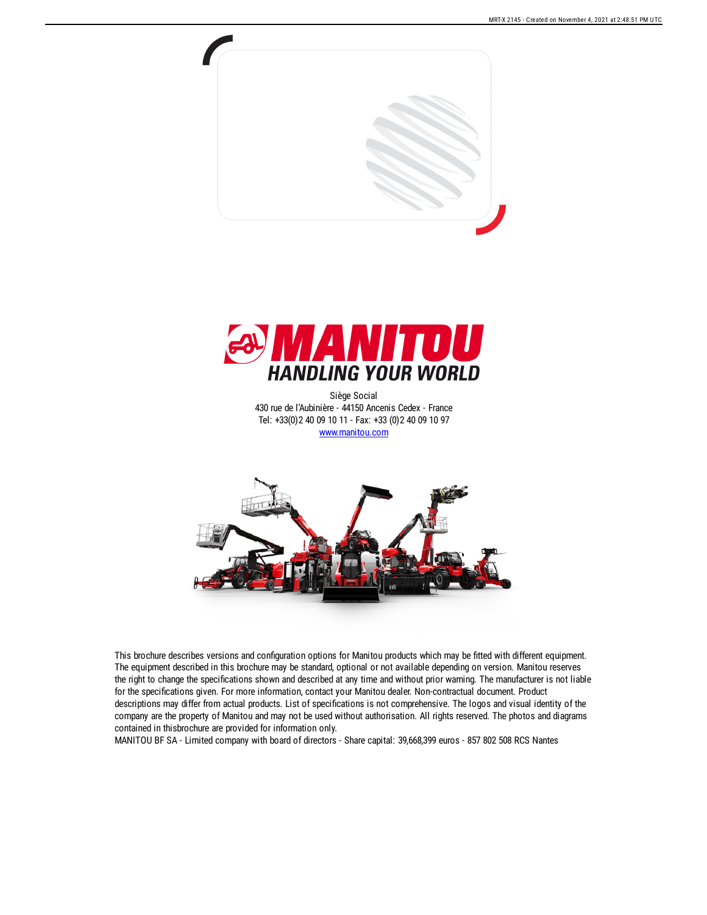MANITOU

HANDLING YOUR WORLD

Siège Social
430 rue de l'Aubinière - 44150 Ancenis Cedex - France
Tel: +33(0)2 40 09 10 11 - Fax: +33 (0)2 40 09 10 97
www.manitou.com

This brochure describes versions and configuration options for Manitou products which may be fitted with different equipment. The equipment described in this brochure may be standard, optional or not available depending on version. Manitou reserves the right to change the specifications shown and described at any time and without prior warning. The manufacturer is not liable for the specifications given. For more information, contact your Manitou dealer. Non-contractual document. Product descriptions may differ from actual products. List of specifications is not comprehensive. The logos and visual identity of the company are the property of Manitou and may not be used without authorisation. All rights reserved. The photos and diagrams contained in thisbrochure are provided for information only.
MANITOU BF SA - Limited company with board of directors - Share capital: 39,668,399 euros - 857 802 508 RCS Nantes